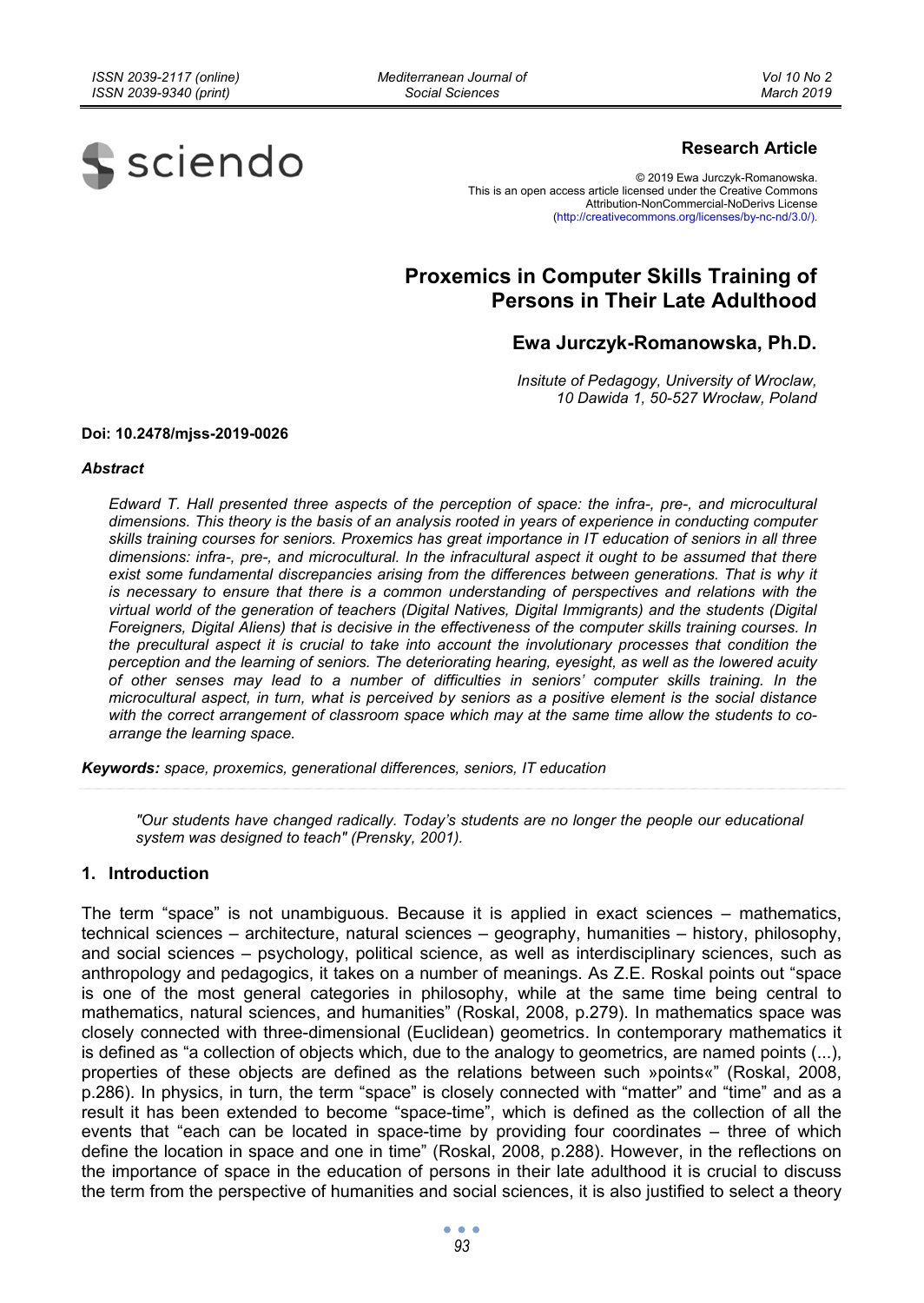**Research Article**

© 2019 Ewa Jurczyk-Romanowska.
This is an open access article licensed under the Creative Commons Attribution-NonCommercial-NoDerivs License (http://creativecommons.org/licenses/by-nc-nd/3.0/).

# Proxemics in Computer Skills Training of Persons in Their Late Adulthood

## Ewa Jurczyk-Romanowska, Ph.D.

*Insitute of Pedagogy, University of Wroclaw, 10 Dawida 1, 50-527 Wrocław, Poland*

**Doi: 10.2478/mjss-2019-0026**

***Abstract***

*Edward T. Hall presented three aspects of the perception of space: the infra-, pre-, and microcultural dimensions. This theory is the basis of an analysis rooted in years of experience in conducting computer skills training courses for seniors. Proxemics has great importance in IT education of seniors in all three dimensions: infra-, pre-, and microcultural. In the infracultural aspect it ought to be assumed that there exist some fundamental discrepancies arising from the differences between generations. That is why it is necessary to ensure that there is a common understanding of perspectives and relations with the virtual world of the generation of teachers (Digital Natives, Digital Immigrants) and the students (Digital Foreigners, Digital Aliens) that is decisive in the effectiveness of the computer skills training courses. In the precultural aspect it is crucial to take into account the involutionary processes that condition the perception and the learning of seniors. The deteriorating hearing, eyesight, as well as the lowered acuity of other senses may lead to a number of difficulties in seniors' computer skills training. In the microcultural aspect, in turn, what is perceived by seniors as a positive element is the social distance with the correct arrangement of classroom space which may at the same time allow the students to co-arrange the learning space.*

***Keywords:*** *space, proxemics, generational differences, seniors, IT education*

> *"Our students have changed radically. Today's students are no longer the people our educational system was designed to teach" (Prensky, 2001).*

## 1. Introduction

The term "space" is not unambiguous. Because it is applied in exact sciences – mathematics, technical sciences – architecture, natural sciences – geography, humanities – history, philosophy, and social sciences – psychology, political science, as well as interdisciplinary sciences, such as anthropology and pedagogics, it takes on a number of meanings. As Z.E. Roskal points out "space is one of the most general categories in philosophy, while at the same time being central to mathematics, natural sciences, and humanities" (Roskal, 2008, p.279). In mathematics space was closely connected with three-dimensional (Euclidean) geometrics. In contemporary mathematics it is defined as "a collection of objects which, due to the analogy to geometrics, are named points (...), properties of these objects are defined as the relations between such »points«" (Roskal, 2008, p.286). In physics, in turn, the term "space" is closely connected with "matter" and "time" and as a result it has been extended to become "space-time", which is defined as the collection of all the events that "each can be located in space-time by providing four coordinates – three of which define the location in space and one in time" (Roskal, 2008, p.288). However, in the reflections on the importance of space in the education of persons in their late adulthood it is crucial to discuss the term from the perspective of humanities and social sciences, it is also justified to select a theory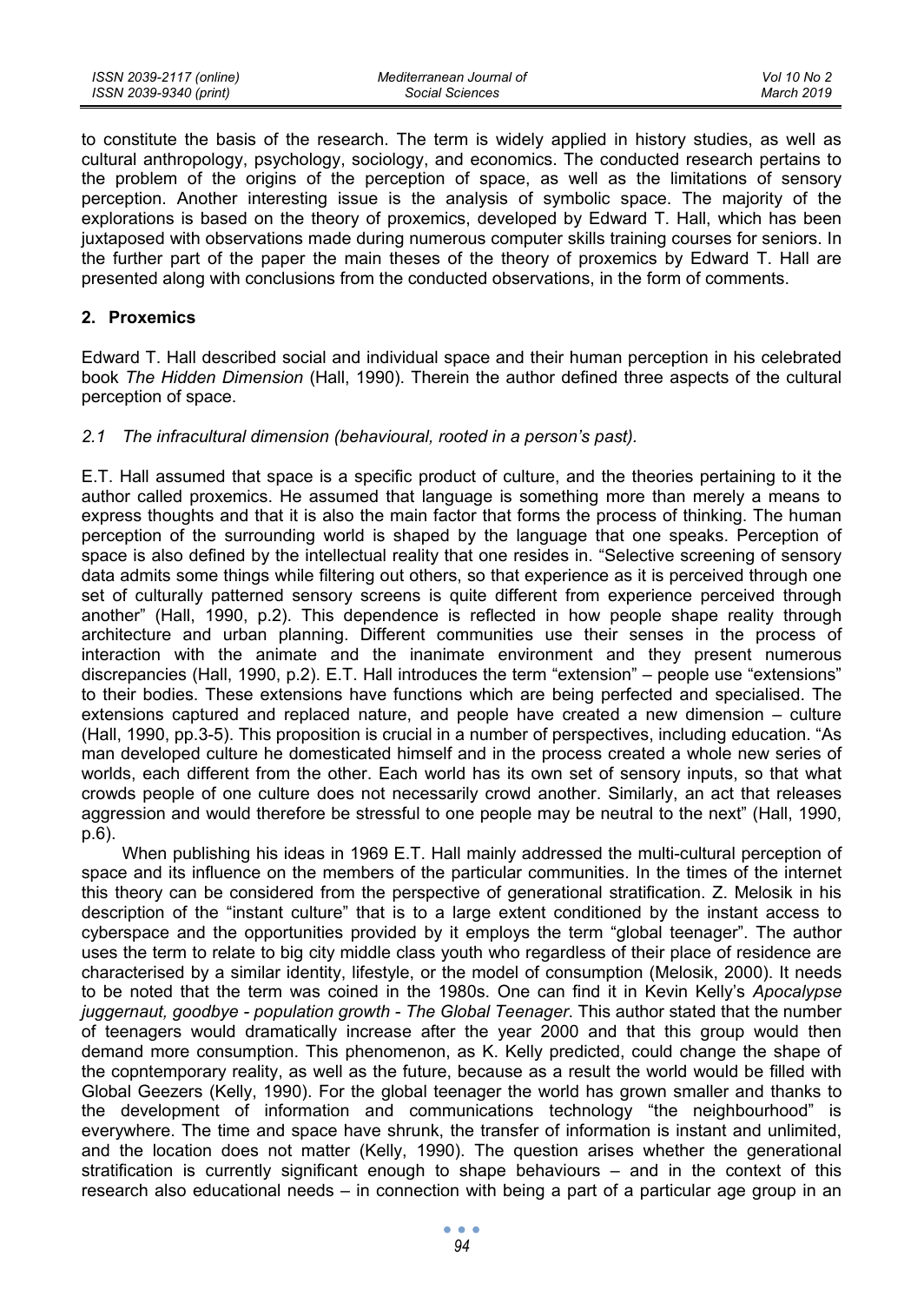to constitute the basis of the research. The term is widely applied in history studies, as well as cultural anthropology, psychology, sociology, and economics. The conducted research pertains to the problem of the origins of the perception of space, as well as the limitations of sensory perception. Another interesting issue is the analysis of symbolic space. The majority of the explorations is based on the theory of proxemics, developed by Edward T. Hall, which has been juxtaposed with observations made during numerous computer skills training courses for seniors. In the further part of the paper the main theses of the theory of proxemics by Edward T. Hall are presented along with conclusions from the conducted observations, in the form of comments.

## 2. Proxemics

Edward T. Hall described social and individual space and their human perception in his celebrated book *The Hidden Dimension* (Hall, 1990). Therein the author defined three aspects of the cultural perception of space.

### *2.1 The infracultural dimension (behavioural, rooted in a person's past).*

E.T. Hall assumed that space is a specific product of culture, and the theories pertaining to it the author called proxemics. He assumed that language is something more than merely a means to express thoughts and that it is also the main factor that forms the process of thinking. The human perception of the surrounding world is shaped by the language that one speaks. Perception of space is also defined by the intellectual reality that one resides in. "Selective screening of sensory data admits some things while filtering out others, so that experience as it is perceived through one set of culturally patterned sensory screens is quite different from experience perceived through another" (Hall, 1990, p.2). This dependence is reflected in how people shape reality through architecture and urban planning. Different communities use their senses in the process of interaction with the animate and the inanimate environment and they present numerous discrepancies (Hall, 1990, p.2). E.T. Hall introduces the term "extension" – people use "extensions" to their bodies. These extensions have functions which are being perfected and specialised. The extensions captured and replaced nature, and people have created a new dimension – culture (Hall, 1990, pp.3-5). This proposition is crucial in a number of perspectives, including education. "As man developed culture he domesticated himself and in the process created a whole new series of worlds, each different from the other. Each world has its own set of sensory inputs, so that what crowds people of one culture does not necessarily crowd another. Similarly, an act that releases aggression and would therefore be stressful to one people may be neutral to the next" (Hall, 1990, p.6).

When publishing his ideas in 1969 E.T. Hall mainly addressed the multi-cultural perception of space and its influence on the members of the particular communities. In the times of the internet this theory can be considered from the perspective of generational stratification. Z. Melosik in his description of the "instant culture" that is to a large extent conditioned by the instant access to cyberspace and the opportunities provided by it employs the term "global teenager". The author uses the term to relate to big city middle class youth who regardless of their place of residence are characterised by a similar identity, lifestyle, or the model of consumption (Melosik, 2000). It needs to be noted that the term was coined in the 1980s. One can find it in Kevin Kelly's *Apocalypse juggernaut, goodbye - population growth - The Global Teenager*. This author stated that the number of teenagers would dramatically increase after the year 2000 and that this group would then demand more consumption. This phenomenon, as K. Kelly predicted, could change the shape of the copntemporary reality, as well as the future, because as a result the world would be filled with Global Geezers (Kelly, 1990). For the global teenager the world has grown smaller and thanks to the development of information and communications technology "the neighbourhood" is everywhere. The time and space have shrunk, the transfer of information is instant and unlimited, and the location does not matter (Kelly, 1990). The question arises whether the generational stratification is currently significant enough to shape behaviours – and in the context of this research also educational needs – in connection with being a part of a particular age group in an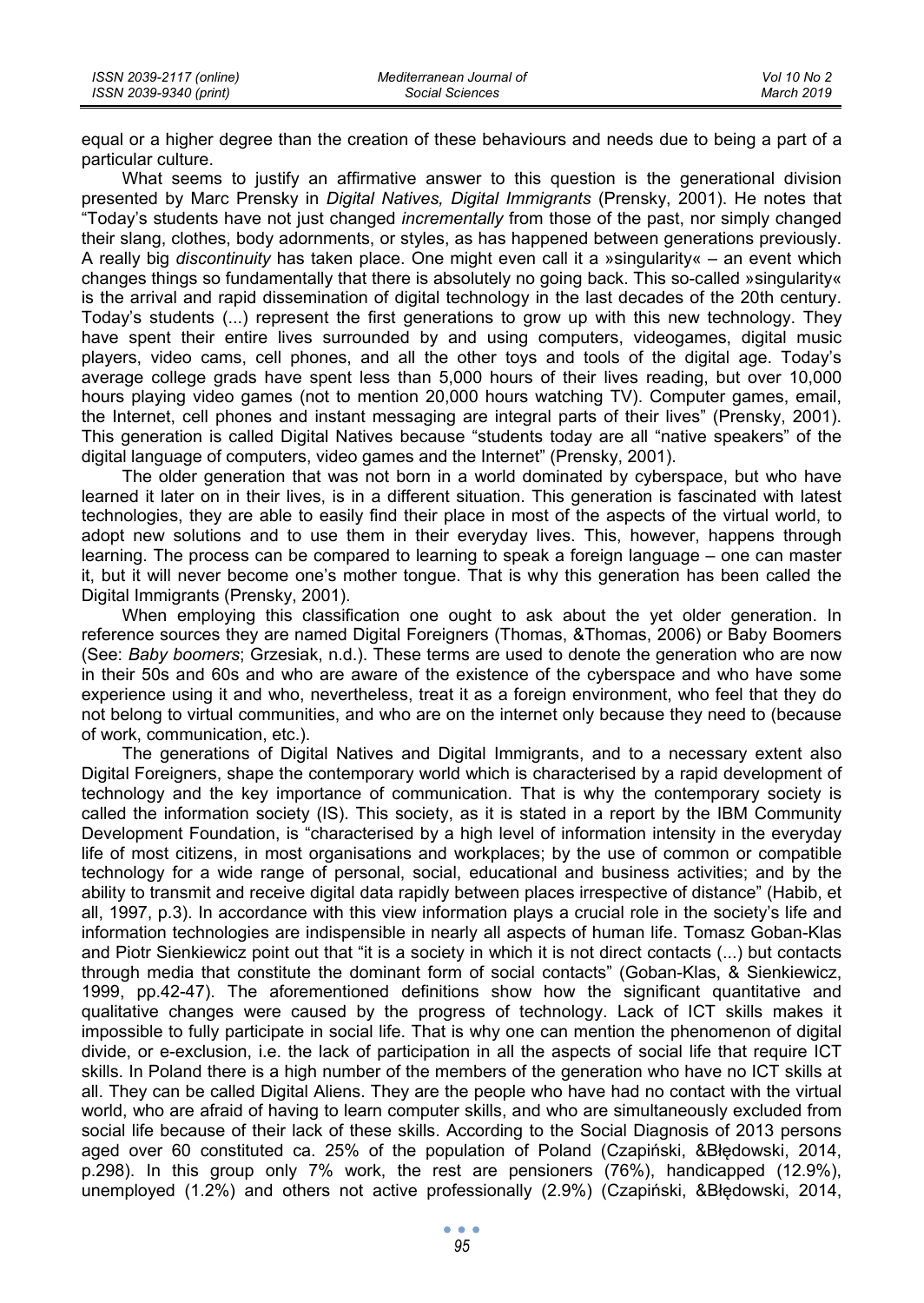equal or a higher degree than the creation of these behaviours and needs due to being a part of a particular culture.

What seems to justify an affirmative answer to this question is the generational division presented by Marc Prensky in *Digital Natives, Digital Immigrants* (Prensky, 2001). He notes that "Today's students have not just changed *incrementally* from those of the past, nor simply changed their slang, clothes, body adornments, or styles, as has happened between generations previously. A really big *discontinuity* has taken place. One might even call it a »singularity« – an event which changes things so fundamentally that there is absolutely no going back. This so-called »singularity« is the arrival and rapid dissemination of digital technology in the last decades of the 20th century. Today's students (...) represent the first generations to grow up with this new technology. They have spent their entire lives surrounded by and using computers, videogames, digital music players, video cams, cell phones, and all the other toys and tools of the digital age. Today's average college grads have spent less than 5,000 hours of their lives reading, but over 10,000 hours playing video games (not to mention 20,000 hours watching TV). Computer games, email, the Internet, cell phones and instant messaging are integral parts of their lives" (Prensky, 2001). This generation is called Digital Natives because "students today are all "native speakers" of the digital language of computers, video games and the Internet" (Prensky, 2001).

The older generation that was not born in a world dominated by cyberspace, but who have learned it later on in their lives, is in a different situation. This generation is fascinated with latest technologies, they are able to easily find their place in most of the aspects of the virtual world, to adopt new solutions and to use them in their everyday lives. This, however, happens through learning. The process can be compared to learning to speak a foreign language – one can master it, but it will never become one's mother tongue. That is why this generation has been called the Digital Immigrants (Prensky, 2001).

When employing this classification one ought to ask about the yet older generation. In reference sources they are named Digital Foreigners (Thomas, &Thomas, 2006) or Baby Boomers (See: *Baby boomers*; Grzesiak, n.d.). These terms are used to denote the generation who are now in their 50s and 60s and who are aware of the existence of the cyberspace and who have some experience using it and who, nevertheless, treat it as a foreign environment, who feel that they do not belong to virtual communities, and who are on the internet only because they need to (because of work, communication, etc.).

The generations of Digital Natives and Digital Immigrants, and to a necessary extent also Digital Foreigners, shape the contemporary world which is characterised by a rapid development of technology and the key importance of communication. That is why the contemporary society is called the information society (IS). This society, as it is stated in a report by the IBM Community Development Foundation, is "characterised by a high level of information intensity in the everyday life of most citizens, in most organisations and workplaces; by the use of common or compatible technology for a wide range of personal, social, educational and business activities; and by the ability to transmit and receive digital data rapidly between places irrespective of distance" (Habib, et all, 1997, p.3). In accordance with this view information plays a crucial role in the society's life and information technologies are indispensible in nearly all aspects of human life. Tomasz Goban-Klas and Piotr Sienkiewicz point out that "it is a society in which it is not direct contacts (...) but contacts through media that constitute the dominant form of social contacts" (Goban-Klas, & Sienkiewicz, 1999, pp.42-47). The aforementioned definitions show how the significant quantitative and qualitative changes were caused by the progress of technology. Lack of ICT skills makes it impossible to fully participate in social life. That is why one can mention the phenomenon of digital divide, or e-exclusion, i.e. the lack of participation in all the aspects of social life that require ICT skills. In Poland there is a high number of the members of the generation who have no ICT skills at all. They can be called Digital Aliens. They are the people who have had no contact with the virtual world, who are afraid of having to learn computer skills, and who are simultaneously excluded from social life because of their lack of these skills. According to the Social Diagnosis of 2013 persons aged over 60 constituted ca. 25% of the population of Poland (Czapiński, &Błędowski, 2014, p.298). In this group only 7% work, the rest are pensioners (76%), handicapped (12.9%), unemployed (1.2%) and others not active professionally (2.9%) (Czapiński, &Błędowski, 2014,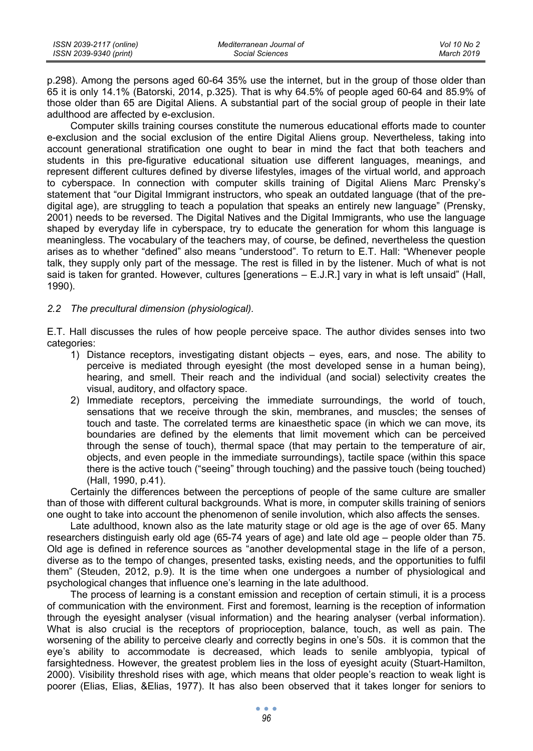p.298). Among the persons aged 60-64 35% use the internet, but in the group of those older than 65 it is only 14.1% (Batorski, 2014, p.325). That is why 64.5% of people aged 60-64 and 85.9% of those older than 65 are Digital Aliens. A substantial part of the social group of people in their late adulthood are affected by e-exclusion.

Computer skills training courses constitute the numerous educational efforts made to counter e-exclusion and the social exclusion of the entire Digital Aliens group. Nevertheless, taking into account generational stratification one ought to bear in mind the fact that both teachers and students in this pre-figurative educational situation use different languages, meanings, and represent different cultures defined by diverse lifestyles, images of the virtual world, and approach to cyberspace. In connection with computer skills training of Digital Aliens Marc Prensky's statement that "our Digital Immigrant instructors, who speak an outdated language (that of the pre-digital age), are struggling to teach a population that speaks an entirely new language" (Prensky, 2001) needs to be reversed. The Digital Natives and the Digital Immigrants, who use the language shaped by everyday life in cyberspace, try to educate the generation for whom this language is meaningless. The vocabulary of the teachers may, of course, be defined, nevertheless the question arises as to whether "defined" also means "understood". To return to E.T. Hall: "Whenever people talk, they supply only part of the message. The rest is filled in by the listener. Much of what is not said is taken for granted. However, cultures [generations – E.J.R.] vary in what is left unsaid" (Hall, 1990).

### *2.2 The precultural dimension (physiological).*

E.T. Hall discusses the rules of how people perceive space. The author divides senses into two categories:

1) Distance receptors, investigating distant objects – eyes, ears, and nose. The ability to perceive is mediated through eyesight (the most developed sense in a human being), hearing, and smell. Their reach and the individual (and social) selectivity creates the visual, auditory, and olfactory space.
2) Immediate receptors, perceiving the immediate surroundings, the world of touch, sensations that we receive through the skin, membranes, and muscles; the senses of touch and taste. The correlated terms are kinaesthetic space (in which we can move, its boundaries are defined by the elements that limit movement which can be perceived through the sense of touch), thermal space (that may pertain to the temperature of air, objects, and even people in the immediate surroundings), tactile space (within this space there is the active touch ("seeing" through touching) and the passive touch (being touched) (Hall, 1990, p.41).

Certainly the differences between the perceptions of people of the same culture are smaller than of those with different cultural backgrounds. What is more, in computer skills training of seniors one ought to take into account the phenomenon of senile involution, which also affects the senses.

Late adulthood, known also as the late maturity stage or old age is the age of over 65. Many researchers distinguish early old age (65-74 years of age) and late old age – people older than 75. Old age is defined in reference sources as "another developmental stage in the life of a person, diverse as to the tempo of changes, presented tasks, existing needs, and the opportunities to fulfil them" (Steuden, 2012, p.9). It is the time when one undergoes a number of physiological and psychological changes that influence one's learning in the late adulthood.

The process of learning is a constant emission and reception of certain stimuli, it is a process of communication with the environment. First and foremost, learning is the reception of information through the eyesight analyser (visual information) and the hearing analyser (verbal information). What is also crucial is the receptors of proprioception, balance, touch, as well as pain. The worsening of the ability to perceive clearly and correctly begins in one's 50s. it is common that the eye's ability to accommodate is decreased, which leads to senile amblyopia, typical of farsightedness. However, the greatest problem lies in the loss of eyesight acuity (Stuart-Hamilton, 2000). Visibility threshold rises with age, which means that older people's reaction to weak light is poorer (Elias, Elias, &Elias, 1977). It has also been observed that it takes longer for seniors to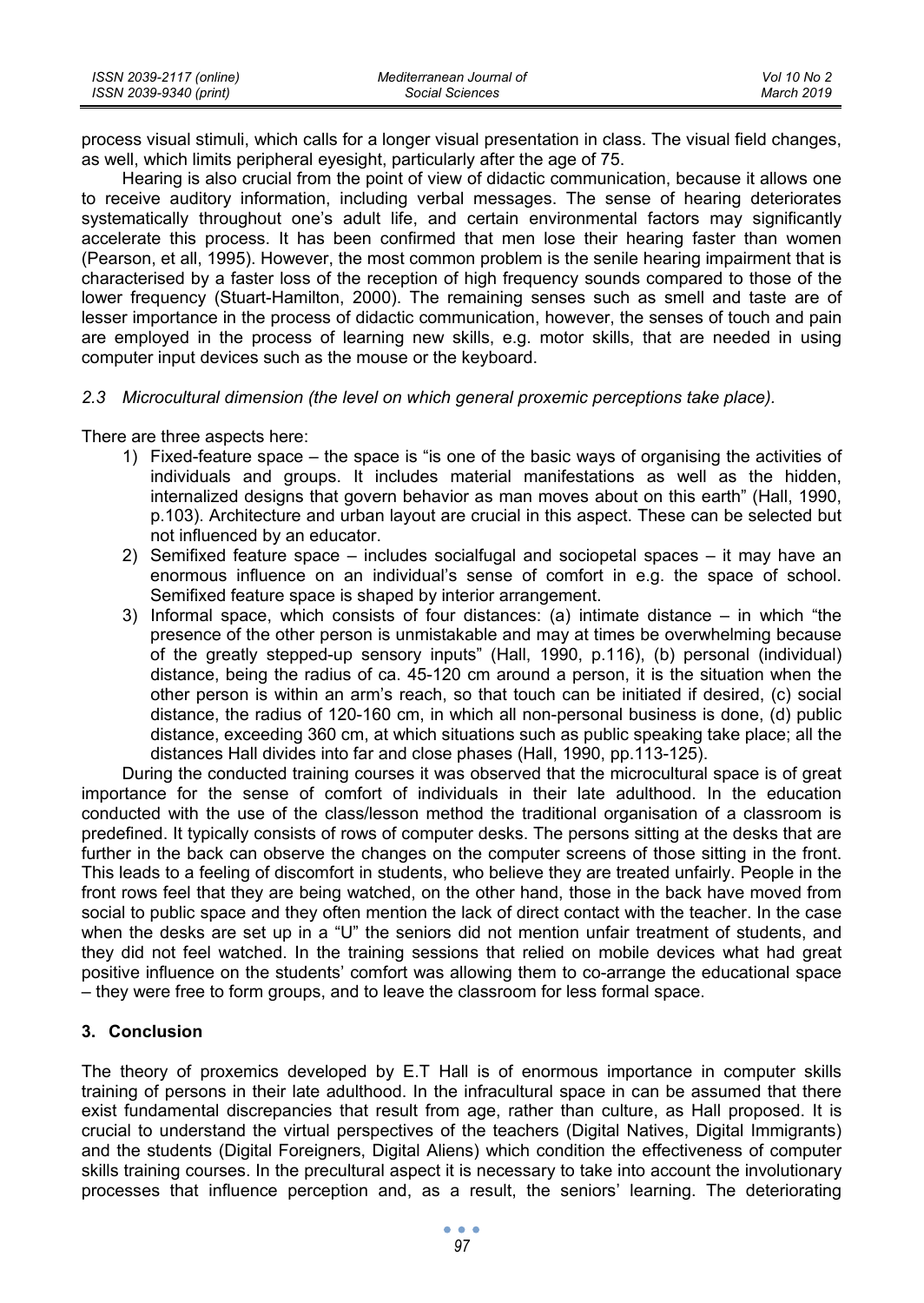process visual stimuli, which calls for a longer visual presentation in class. The visual field changes, as well, which limits peripheral eyesight, particularly after the age of 75.

Hearing is also crucial from the point of view of didactic communication, because it allows one to receive auditory information, including verbal messages. The sense of hearing deteriorates systematically throughout one's adult life, and certain environmental factors may significantly accelerate this process. It has been confirmed that men lose their hearing faster than women (Pearson, et all, 1995). However, the most common problem is the senile hearing impairment that is characterised by a faster loss of the reception of high frequency sounds compared to those of the lower frequency (Stuart-Hamilton, 2000). The remaining senses such as smell and taste are of lesser importance in the process of didactic communication, however, the senses of touch and pain are employed in the process of learning new skills, e.g. motor skills, that are needed in using computer input devices such as the mouse or the keyboard.

### *2.3 Microcultural dimension (the level on which general proxemic perceptions take place).*

There are three aspects here:

1) Fixed-feature space – the space is "is one of the basic ways of organising the activities of individuals and groups. It includes material manifestations as well as the hidden, internalized designs that govern behavior as man moves about on this earth" (Hall, 1990, p.103). Architecture and urban layout are crucial in this aspect. These can be selected but not influenced by an educator.
2) Semifixed feature space – includes socialfugal and sociopetal spaces – it may have an enormous influence on an individual's sense of comfort in e.g. the space of school. Semifixed feature space is shaped by interior arrangement.
3) Informal space, which consists of four distances: (a) intimate distance – in which "the presence of the other person is unmistakable and may at times be overwhelming because of the greatly stepped-up sensory inputs" (Hall, 1990, p.116), (b) personal (individual) distance, being the radius of ca. 45-120 cm around a person, it is the situation when the other person is within an arm's reach, so that touch can be initiated if desired, (c) social distance, the radius of 120-160 cm, in which all non-personal business is done, (d) public distance, exceeding 360 cm, at which situations such as public speaking take place; all the distances Hall divides into far and close phases (Hall, 1990, pp.113-125).

During the conducted training courses it was observed that the microcultural space is of great importance for the sense of comfort of individuals in their late adulthood. In the education conducted with the use of the class/lesson method the traditional organisation of a classroom is predefined. It typically consists of rows of computer desks. The persons sitting at the desks that are further in the back can observe the changes on the computer screens of those sitting in the front. This leads to a feeling of discomfort in students, who believe they are treated unfairly. People in the front rows feel that they are being watched, on the other hand, those in the back have moved from social to public space and they often mention the lack of direct contact with the teacher. In the case when the desks are set up in a "U" the seniors did not mention unfair treatment of students, and they did not feel watched. In the training sessions that relied on mobile devices what had great positive influence on the students' comfort was allowing them to co-arrange the educational space – they were free to form groups, and to leave the classroom for less formal space.

## 3. Conclusion

The theory of proxemics developed by E.T Hall is of enormous importance in computer skills training of persons in their late adulthood. In the infracultural space in can be assumed that there exist fundamental discrepancies that result from age, rather than culture, as Hall proposed. It is crucial to understand the virtual perspectives of the teachers (Digital Natives, Digital Immigrants) and the students (Digital Foreigners, Digital Aliens) which condition the effectiveness of computer skills training courses. In the precultural aspect it is necessary to take into account the involutionary processes that influence perception and, as a result, the seniors' learning. The deteriorating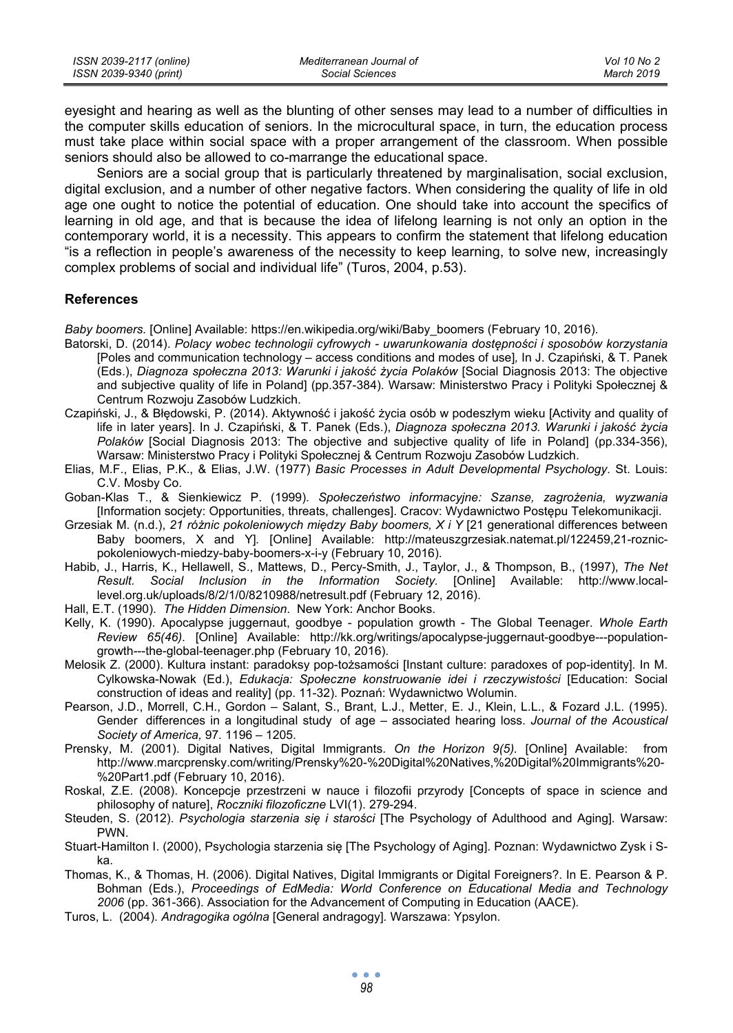eyesight and hearing as well as the blunting of other senses may lead to a number of difficulties in the computer skills education of seniors. In the microcultural space, in turn, the education process must take place within social space with a proper arrangement of the classroom. When possible seniors should also be allowed to co-marrange the educational space.

Seniors are a social group that is particularly threatened by marginalisation, social exclusion, digital exclusion, and a number of other negative factors. When considering the quality of life in old age one ought to notice the potential of education. One should take into account the specifics of learning in old age, and that is because the idea of lifelong learning is not only an option in the contemporary world, it is a necessity. This appears to confirm the statement that lifelong education "is a reflection in people's awareness of the necessity to keep learning, to solve new, increasingly complex problems of social and individual life" (Turos, 2004, p.53).

## References

*Baby boomers.* [Online] Available: https://en.wikipedia.org/wiki/Baby_boomers (February 10, 2016).

Batorski, D. (2014). *Polacy wobec technologii cyfrowych - uwarunkowania dostępności i sposobów korzystania* [Poles and communication technology – access conditions and modes of use], In J. Czapiński, & T. Panek (Eds.), *Diagnoza społeczna 2013: Warunki i jakość życia Polaków* [Social Diagnosis 2013: The objective and subjective quality of life in Poland] (pp.357-384). Warsaw: Ministerstwo Pracy i Polityki Społecznej & Centrum Rozwoju Zasobów Ludzkich.

Czapiński, J., & Błędowski, P. (2014). Aktywność i jakość życia osób w podeszłym wieku [Activity and quality of life in later years]. In J. Czapiński, & T. Panek (Eds.), *Diagnoza społeczna 2013. Warunki i jakość życia Polaków* [Social Diagnosis 2013: The objective and subjective quality of life in Poland] (pp.334-356), Warsaw: Ministerstwo Pracy i Polityki Społecznej & Centrum Rozwoju Zasobów Ludzkich.

Elias, M.F., Elias, P.K., & Elias, J.W. (1977) *Basic Processes in Adult Developmental Psychology*. St. Louis: C.V. Mosby Co.

Goban-Klas T., & Sienkiewicz P. (1999). *Społeczeństwo informacyjne: Szanse, zagrożenia, wyzwania* [Information socjety: Opportunities, threats, challenges]. Cracov: Wydawnictwo Postępu Telekomunikacji.

Grzesiak M. (n.d.), *21 różnic pokoleniowych między Baby boomers, X i Y* [21 generational differences between Baby boomers, X and Y]. [Online] Available: http://mateuszgrzesiak.natemat.pl/122459,21-roznic-pokoleniowych-miedzy-baby-boomers-x-i-y (February 10, 2016).

Habib, J., Harris, K., Hellawell, S., Mattews, D., Percy-Smith, J., Taylor, J., & Thompson, B., (1997), *The Net Result. Social Inclusion in the Information Society.* [Online] Available: http://www.local-level.org.uk/uploads/8/2/1/0/8210988/netresult.pdf (February 12, 2016).

Hall, E.T. (1990). *The Hidden Dimension*. New York: Anchor Books.

Kelly, K. (1990). Apocalypse juggernaut, goodbye - population growth - The Global Teenager. *Whole Earth Review 65(46)*. [Online] Available: http://kk.org/writings/apocalypse-juggernaut-goodbye---population-growth---the-global-teenager.php (February 10, 2016).

Melosik Z. (2000). Kultura instant: paradoksy pop-tożsamości [Instant culture: paradoxes of pop-identity]. In M. Cylkowska-Nowak (Ed.), *Edukacja: Społeczne konstruowanie idei i rzeczywistości* [Education: Social construction of ideas and reality] (pp. 11-32). Poznań: Wydawnictwo Wolumin.

Pearson, J.D., Morrell, C.H., Gordon – Salant, S., Brant, L.J., Metter, E. J., Klein, L.L., & Fozard J.L. (1995). Gender differences in a longitudinal study of age – associated hearing loss. *Journal of the Acoustical Society of America,* 97. 1196 – 1205.

Prensky, M. (2001). Digital Natives, Digital Immigrants. *On the Horizon 9(5)*. [Online] Available: from http://www.marcprensky.com/writing/Prensky%20-%20Digital%20Natives,%20Digital%20Immigrants%20-%20Part1.pdf (February 10, 2016).

Roskal, Z.E. (2008). Koncepcje przestrzeni w nauce i filozofii przyrody [Concepts of space in science and philosophy of nature], *Roczniki filozoficzne* LVI(1). 279-294.

Steuden, S. (2012). *Psychologia starzenia się i starości* [The Psychology of Adulthood and Aging]. Warsaw: PWN.

Stuart-Hamilton I. (2000), Psychologia starzenia się [The Psychology of Aging]. Poznan: Wydawnictwo Zysk i S-ka.

Thomas, K., & Thomas, H. (2006). Digital Natives, Digital Immigrants or Digital Foreigners?. In E. Pearson & P. Bohman (Eds.), *Proceedings of EdMedia: World Conference on Educational Media and Technology 2006* (pp. 361-366). Association for the Advancement of Computing in Education (AACE).

Turos, L. (2004). *Andragogika ogólna* [General andragogy]. Warszawa: Ypsylon.